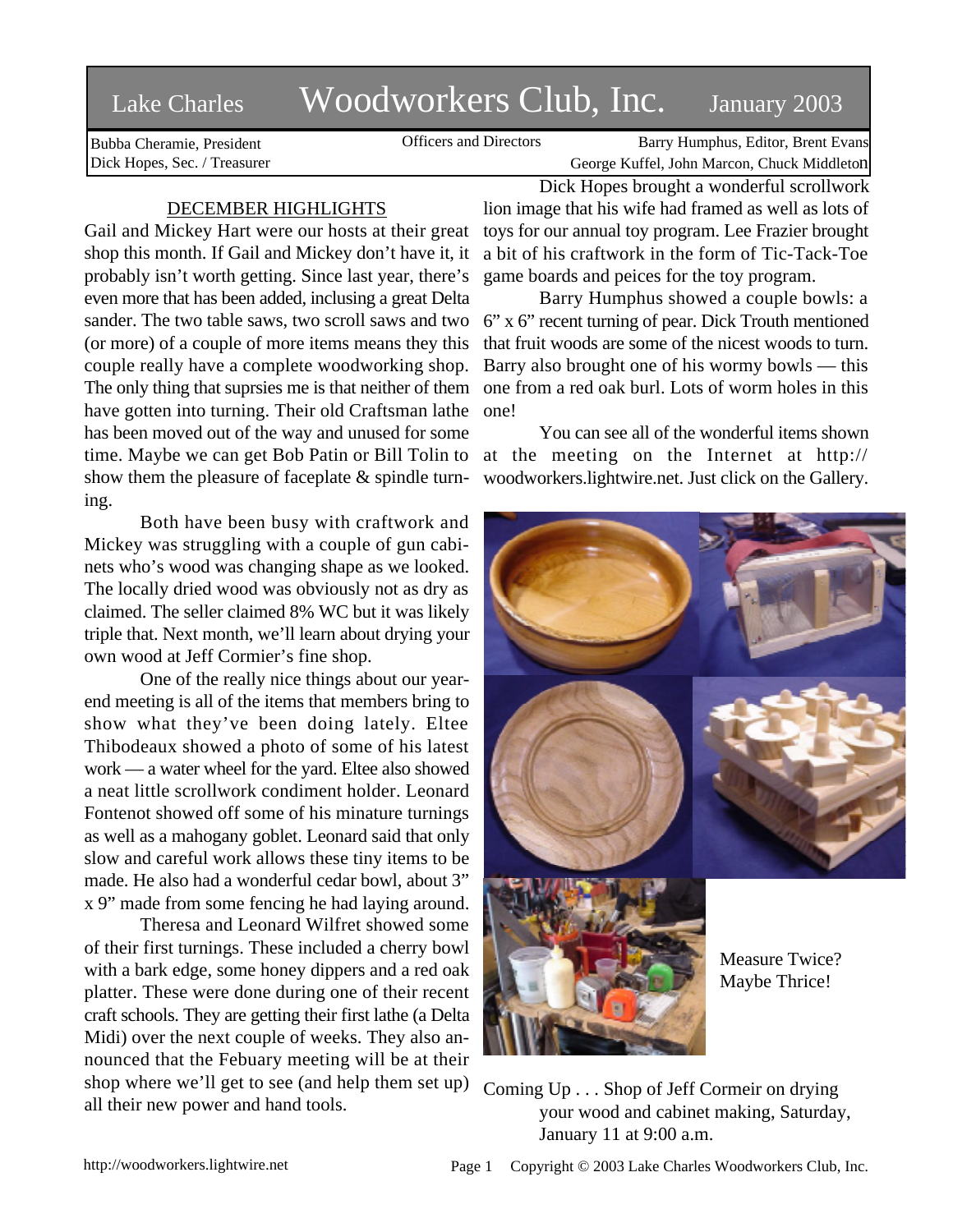# Lake Charles Woodworkers Club, Inc. January 2003

Bubba Cheramie, President
Dick Hopes, Sec. / Treasurer

Officers and Directors

Barry Humphus, Editor, Brent Evans
George Kuffel, John Marcon, Chuck Middleton

## DECEMBER HIGHLIGHTS

Gail and Mickey Hart were our hosts at their great shop this month. If Gail and Mickey don't have it, it probably isn't worth getting. Since last year, there's even more that has been added, inclusing a great Delta sander. The two table saws, two scroll saws and two (or more) of a couple of more items means they this couple really have a complete woodworking shop. The only thing that suprsies me is that neither of them have gotten into turning. Their old Craftsman lathe has been moved out of the way and unused for some time. Maybe we can get Bob Patin or Bill Tolin to show them the pleasure of faceplate & spindle turning.

Both have been busy with craftwork and Mickey was struggling with a couple of gun cabinets who's wood was changing shape as we looked. The locally dried wood was obviously not as dry as claimed. The seller claimed 8% WC but it was likely triple that. Next month, we'll learn about drying your own wood at Jeff Cormier's fine shop.

One of the really nice things about our year-end meeting is all of the items that members bring to show what they've been doing lately. Eltee Thibodeaux showed a photo of some of his latest work — a water wheel for the yard. Eltee also showed a neat little scrollwork condiment holder. Leonard Fontenot showed off some of his minature turnings as well as a mahogany goblet. Leonard said that only slow and careful work allows these tiny items to be made. He also had a wonderful cedar bowl, about 3" x 9" made from some fencing he had laying around.

Theresa and Leonard Wilfret showed some of their first turnings. These included a cherry bowl with a bark edge, some honey dippers and a red oak platter. These were done during one of their recent craft schools. They are getting their first lathe (a Delta Midi) over the next couple of weeks. They also announced that the Febuary meeting will be at their shop where we'll get to see (and help them set up) all their new power and hand tools.

Dick Hopes brought a wonderful scrollwork lion image that his wife had framed as well as lots of toys for our annual toy program. Lee Frazier brought a bit of his craftwork in the form of Tic-Tack-Toe game boards and peices for the toy program.

Barry Humphus showed a couple bowls: a 6" x 6" recent turning of pear. Dick Trouth mentioned that fruit woods are some of the nicest woods to turn. Barry also brought one of his wormy bowls — this one from a red oak burl. Lots of worm holes in this one!

You can see all of the wonderful items shown at the meeting on the Internet at http://woodworkers.lightwire.net. Just click on the Gallery.

Measure Twice? Maybe Thrice!

Coming Up . . . Shop of Jeff Cormeir on drying your wood and cabinet making, Saturday, January 11 at 9:00 a.m.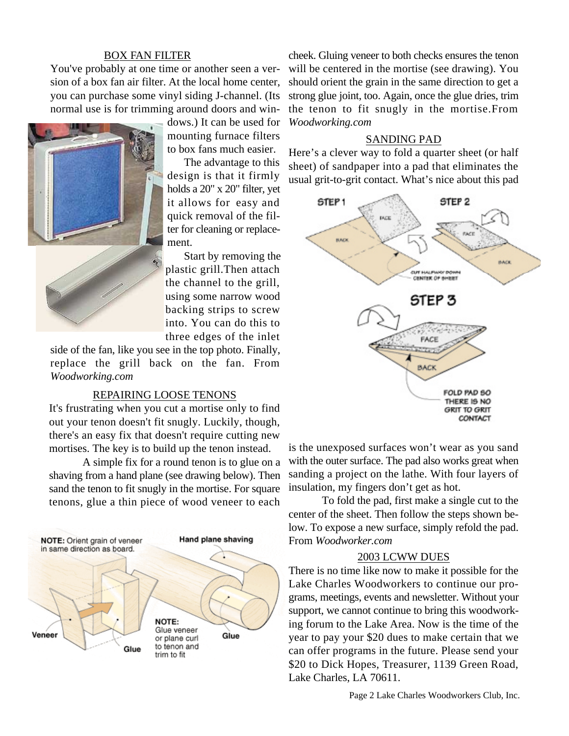## BOX FAN FILTER

You've probably at one time or another seen a version of a box fan air filter. At the local home center, you can purchase some vinyl siding J-channel. (Its normal use is for trimming around doors and windows.) It can be used for mounting furnace filters to box fans much easier.

The advantage to this design is that it firmly holds a 20" x 20" filter, yet it allows for easy and quick removal of the filter for cleaning or replacement.

Start by removing the plastic grill.Then attach the channel to the grill, using some narrow wood backing strips to screw into. You can do this to three edges of the inlet side of the fan, like you see in the top photo. Finally, replace the grill back on the fan. From *Woodworking.com*

## REPAIRING LOOSE TENONS

It's frustrating when you cut a mortise only to find out your tenon doesn't fit snugly. Luckily, though, there's an easy fix that doesn't require cutting new mortises. The key is to build up the tenon instead.

A simple fix for a round tenon is to glue on a shaving from a hand plane (see drawing below). Then sand the tenon to fit snugly in the mortise. For square tenons, glue a thin piece of wood veneer to each cheek. Gluing veneer to both checks ensures the tenon will be centered in the mortise (see drawing). You should orient the grain in the same direction to get a strong glue joint, too. Again, once the glue dries, trim the tenon to fit snugly in the mortise.From *Woodworking.com*

NOTE: Orient grain of veneer in same direction as board.

Hand plane shaving

Veneer

Glue

Glue

NOTE: Glue veneer or plane curl to tenon and trim to fit

## SANDING PAD

Here's a clever way to fold a quarter sheet (or half sheet) of sandpaper into a pad that eliminates the usual grit-to-grit contact. What's nice about this pad is the unexposed surfaces won't wear as you sand with the outer surface. The pad also works great when sanding a project on the lathe. With four layers of insulation, my fingers don't get as hot.

STEP 1 — STEP 2 — CUT HALFWAY DOWN CENTER OF SHEET — STEP 3 — FOLD PAD SO THERE IS NO GRIT TO GRIT CONTACT

To fold the pad, first make a single cut to the center of the sheet. Then follow the steps shown below. To expose a new surface, simply refold the pad. From *Woodworker.com*

## 2003 LCWW DUES

There is no time like now to make it possible for the Lake Charles Woodworkers to continue our programs, meetings, events and newsletter. Without your support, we cannot continue to bring this woodworking forum to the Lake Area. Now is the time of the year to pay your $20 dues to make certain that we can offer programs in the future. Please send your $20 to Dick Hopes, Treasurer, 1139 Green Road, Lake Charles, LA 70611.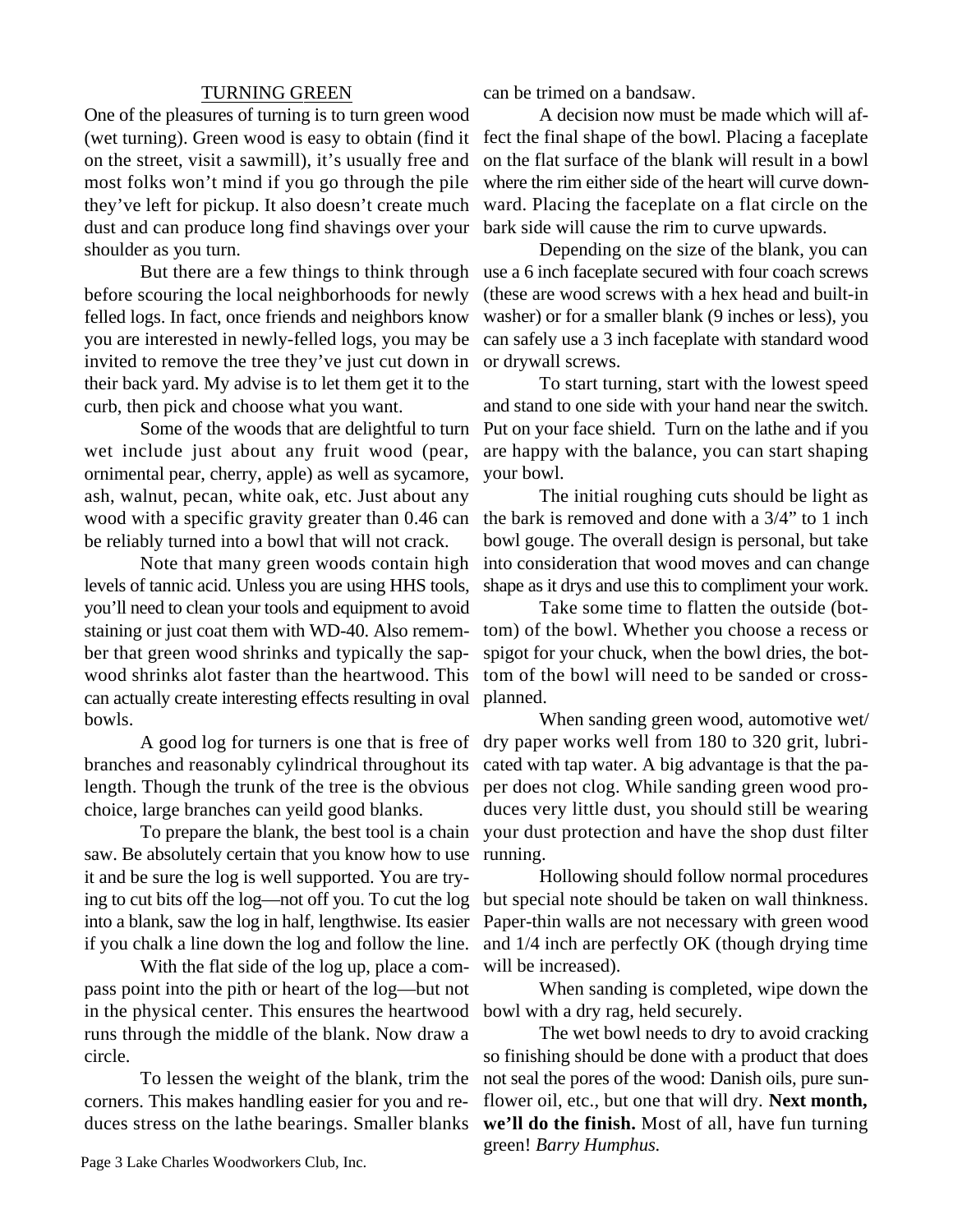## TURNING GREEN

One of the pleasures of turning is to turn green wood (wet turning). Green wood is easy to obtain (find it on the street, visit a sawmill), it's usually free and most folks won't mind if you go through the pile they've left for pickup. It also doesn't create much dust and can produce long find shavings over your shoulder as you turn.

But there are a few things to think through before scouring the local neighborhoods for newly felled logs. In fact, once friends and neighbors know you are interested in newly-felled logs, you may be invited to remove the tree they've just cut down in their back yard. My advise is to let them get it to the curb, then pick and choose what you want.

Some of the woods that are delightful to turn wet include just about any fruit wood (pear, ornimental pear, cherry, apple) as well as sycamore, ash, walnut, pecan, white oak, etc. Just about any wood with a specific gravity greater than 0.46 can be reliably turned into a bowl that will not crack.

Note that many green woods contain high levels of tannic acid. Unless you are using HHS tools, you'll need to clean your tools and equipment to avoid staining or just coat them with WD-40. Also remember that green wood shrinks and typically the sapwood shrinks alot faster than the heartwood. This can actually create interesting effects resulting in oval bowls.

A good log for turners is one that is free of branches and reasonably cylindrical throughout its length. Though the trunk of the tree is the obvious choice, large branches can yeild good blanks.

To prepare the blank, the best tool is a chain saw. Be absolutely certain that you know how to use it and be sure the log is well supported. You are trying to cut bits off the log—not off you. To cut the log into a blank, saw the log in half, lengthwise. Its easier if you chalk a line down the log and follow the line.

With the flat side of the log up, place a compass point into the pith or heart of the log—but not in the physical center. This ensures the heartwood runs through the middle of the blank. Now draw a circle.

To lessen the weight of the blank, trim the corners. This makes handling easier for you and reduces stress on the lathe bearings. Smaller blanks can be trimed on a bandsaw.

A decision now must be made which will affect the final shape of the bowl. Placing a faceplate on the flat surface of the blank will result in a bowl where the rim either side of the heart will curve downward. Placing the faceplate on a flat circle on the bark side will cause the rim to curve upwards.

Depending on the size of the blank, you can use a 6 inch faceplate secured with four coach screws (these are wood screws with a hex head and built-in washer) or for a smaller blank (9 inches or less), you can safely use a 3 inch faceplate with standard wood or drywall screws.

To start turning, start with the lowest speed and stand to one side with your hand near the switch. Put on your face shield. Turn on the lathe and if you are happy with the balance, you can start shaping your bowl.

The initial roughing cuts should be light as the bark is removed and done with a 3/4" to 1 inch bowl gouge. The overall design is personal, but take into consideration that wood moves and can change shape as it drys and use this to compliment your work.

Take some time to flatten the outside (bottom) of the bowl. Whether you choose a recess or spigot for your chuck, when the bowl dries, the bottom of the bowl will need to be sanded or cross-planned.

When sanding green wood, automotive wet/dry paper works well from 180 to 320 grit, lubricated with tap water. A big advantage is that the paper does not clog. While sanding green wood produces very little dust, you should still be wearing your dust protection and have the shop dust filter running.

Hollowing should follow normal procedures but special note should be taken on wall thinkness. Paper-thin walls are not necessary with green wood and 1/4 inch are perfectly OK (though drying time will be increased).

When sanding is completed, wipe down the bowl with a dry rag, held securely.

The wet bowl needs to dry to avoid cracking so finishing should be done with a product that does not seal the pores of the wood: Danish oils, pure sunflower oil, etc., but one that will dry. **Next month, we'll do the finish.** Most of all, have fun turning green! *Barry Humphus.*